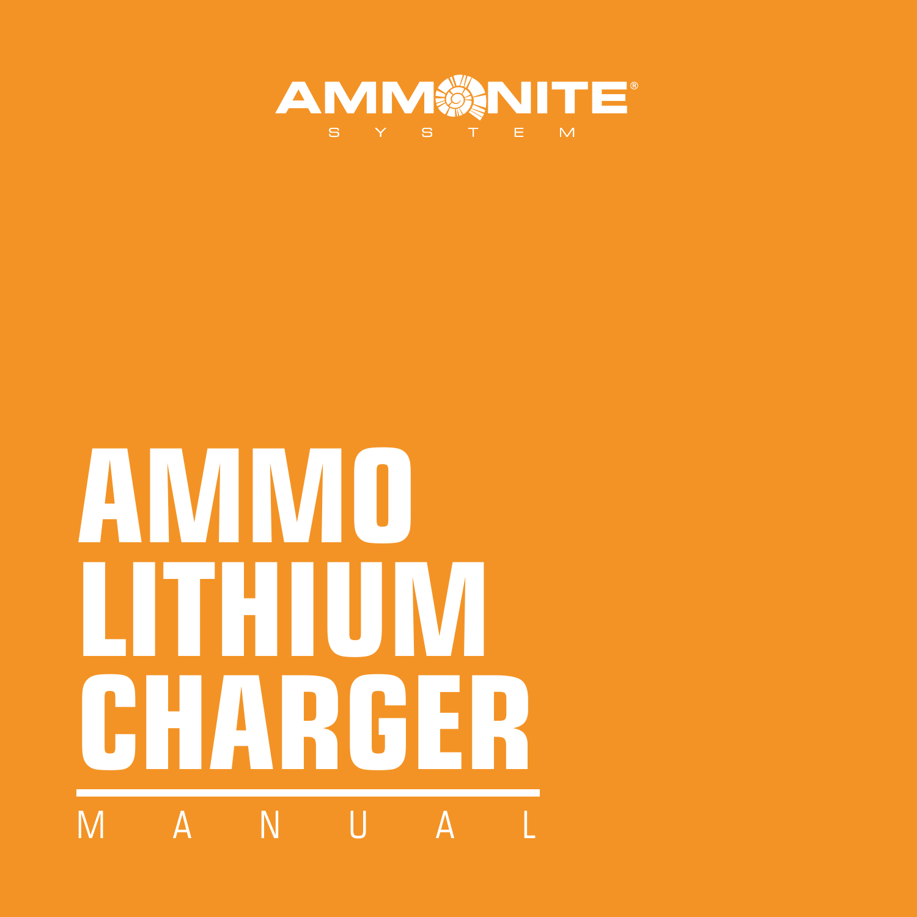AMMONITE®

SYSTEM

# AMMO LITHIUM CHARGER

MANUAL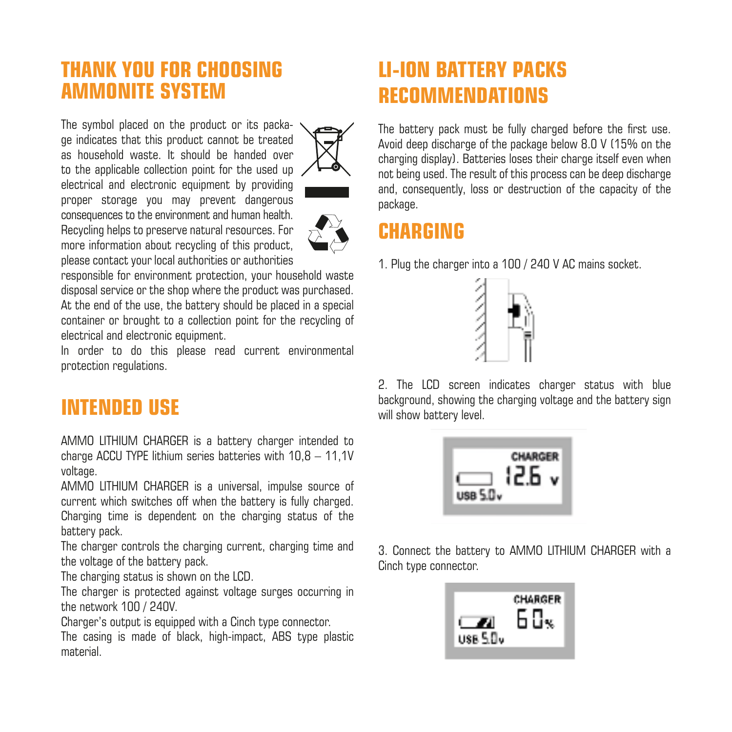# THANK YOU FOR CHOOSING AMMONITE SYSTEM

The symbol placed on the product or its package indicates that this product cannot be treated as household waste. It should be handed over to the applicable collection point for the used up electrical and electronic equipment by providing proper storage you may prevent dangerous consequences to the environment and human health. Recycling helps to preserve natural resources. For more information about recycling of this product, please contact your local authorities or authorities responsible for environment protection, your household waste disposal service or the shop where the product was purchased. At the end of the use, the battery should be placed in a special container or brought to a collection point for the recycling of electrical and electronic equipment.
In order to do this please read current environmental protection regulations.

# INTENDED USE

AMMO LITHIUM CHARGER is a battery charger intended to charge ACCU TYPE lithium series batteries with 10,8 – 11,1V voltage.
AMMO LITHIUM CHARGER is a universal, impulse source of current which switches off when the battery is fully charged. Charging time is dependent on the charging status of the battery pack.
The charger controls the charging current, charging time and the voltage of the battery pack.
The charging status is shown on the LCD.
The charger is protected against voltage surges occurring in the network 100 / 240V.
Charger's output is equipped with a Cinch type connector.
The casing is made of black, high-impact, ABS type plastic material.

# LI-ION BATTERY PACKS RECOMMENDATIONS

The battery pack must be fully charged before the first use. Avoid deep discharge of the package below 8.0 V (15% on the charging display). Batteries loses their charge itself even when not being used. The result of this process can be deep discharge and, consequently, loss or destruction of the capacity of the package.

# CHARGING

1. Plug the charger into a 100 / 240 V AC mains socket.

2. The LCD screen indicates charger status with blue background, showing the charging voltage and the battery sign will show battery level.

CHARGER
12.6 V
USB 5.0V

3. Connect the battery to AMMO LITHIUM CHARGER with a Cinch type connector.

CHARGER
60%
USB 5.0V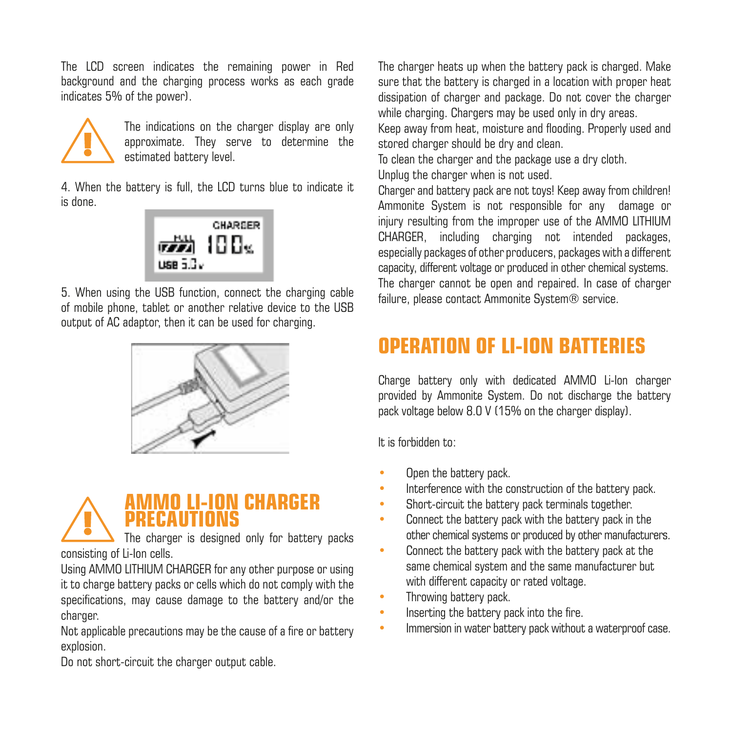The LCD screen indicates the remaining power in Red background and the charging process works as each grade indicates 5% of the power).

The indications on the charger display are only approximate. They serve to determine the estimated battery level.

4. When the battery is full, the LCD turns blue to indicate it is done.

5. When using the USB function, connect the charging cable of mobile phone, tablet or another relative device to the USB output of AC adaptor, then it can be used for charging.

## AMMO LI-ION CHARGER PRECAUTIONS

The charger is designed only for battery packs consisting of Li-Ion cells.

Using AMMO LITHIUM CHARGER for any other purpose or using it to charge battery packs or cells which do not comply with the specifications, may cause damage to the battery and/or the charger.

Not applicable precautions may be the cause of a fire or battery explosion.

Do not short-circuit the charger output cable.

The charger heats up when the battery pack is charged. Make sure that the battery is charged in a location with proper heat dissipation of charger and package. Do not cover the charger while charging. Chargers may be used only in dry areas.

Keep away from heat, moisture and flooding. Properly used and stored charger should be dry and clean.

To clean the charger and the package use a dry cloth.

Unplug the charger when is not used.

Charger and battery pack are not toys! Keep away from children! Ammonite System is not responsible for any damage or injury resulting from the improper use of the AMMO LITHIUM CHARGER, including charging not intended packages, especially packages of other producers, packages with a different capacity, different voltage or produced in other chemical systems.

The charger cannot be open and repaired. In case of charger failure, please contact Ammonite System® service.

## OPERATION OF LI-ION BATTERIES

Charge battery only with dedicated AMMO Li-Ion charger provided by Ammonite System. Do not discharge the battery pack voltage below 8.0 V (15% on the charger display).

It is forbidden to:

- Open the battery pack.
- Interference with the construction of the battery pack.
- Short-circuit the battery pack terminals together.
- Connect the battery pack with the battery pack in the other chemical systems or produced by other manufacturers.
- Connect the battery pack with the battery pack at the same chemical system and the same manufacturer but with different capacity or rated voltage.
- Throwing battery pack.
- Inserting the battery pack into the fire.
- Immersion in water battery pack without a waterproof case.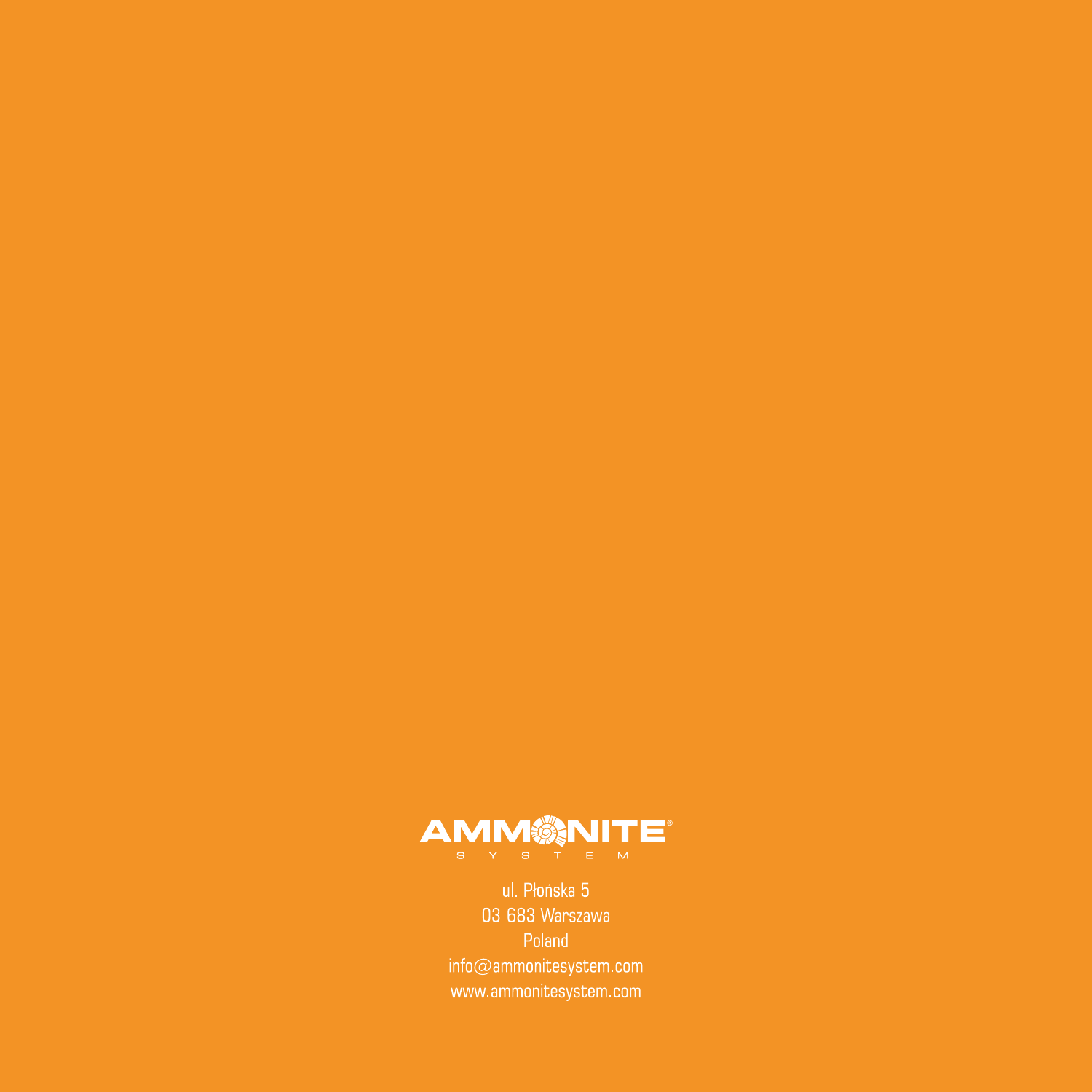AMMONITE®
S Y S T E M

ul. Płońska 5
03-683 Warszawa
Poland
info@ammonitesystem.com
www.ammonitesystem.com